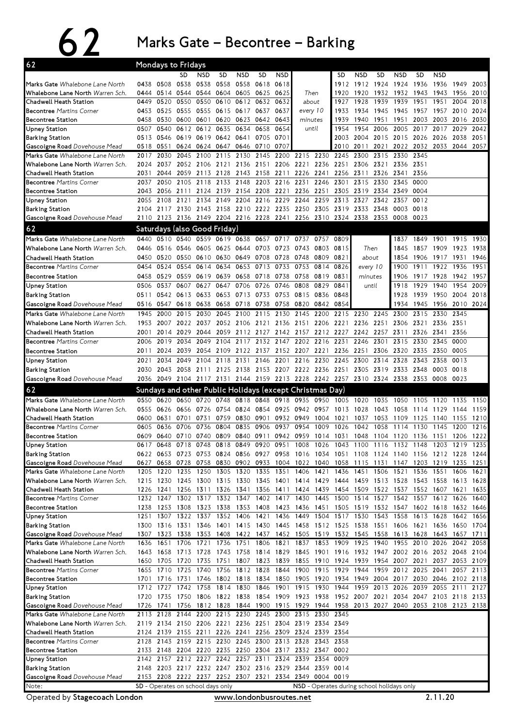# 62 Marks Gate – Becontree – Barking

## Mondays to Fridays

| 62 | | | SD | NSD | SD | NSD | SD | NSD | | | SD | NSD | SD | NSD | SD | NSD | | |
|---|---|---|---|---|---|---|---|---|---|---|---|---|---|---|---|---|---|---|
| Marks Gate *Whalebone Lane North* | 0438 | 0508 | 0538 | 0538 | 0558 | 0558 | 0618 | 0618 | Then | | 1912 | 1912 | 1924 | 1924 | 1936 | 1936 | 1949 | 2003 |
| Whalebone Lane North *Warren Sch.* | 0444 | 0514 | 0544 | 0544 | 0604 | 0605 | 0625 | 0625 | about | | 1920 | 1920 | 1932 | 1932 | 1943 | 1943 | 1956 | 2010 |
| Chadwell Heath Station | 0449 | 0520 | 0550 | 0550 | 0610 | 0612 | 0632 | 0632 | every 10 | | 1927 | 1928 | 1939 | 1939 | 1951 | 1951 | 2004 | 2018 |
| Becontree *Martins Corner* | 0453 | 0525 | 0555 | 0555 | 0615 | 0617 | 0637 | 0637 | minutes | | 1933 | 1934 | 1945 | 1945 | 1957 | 1957 | 2010 | 2024 |
| Becontree Station | 0458 | 0530 | 0600 | 0601 | 0620 | 0623 | 0642 | 0643 | until | | 1939 | 1940 | 1951 | 1951 | 2003 | 2003 | 2016 | 2030 |
| Upney Station | 0507 | 0540 | 0612 | 0612 | 0635 | 0634 | 0658 | 0654 | | | 1954 | 1954 | 2006 | 2005 | 2017 | 2017 | 2029 | 2042 |
| Barking Station | 0513 | 0546 | 0619 | 0619 | 0642 | 0641 | 0705 | 0701 | | | 2003 | 2004 | 2015 | 2015 | 2026 | 2026 | 2038 | 2051 |
| Gascoigne Road *Dovehouse Mead* | 0518 | 0551 | 0624 | 0624 | 0647 | 0646 | 0710 | 0707 | | | 2010 | 2011 | 2021 | 2022 | 2032 | 2033 | 2044 | 2057 |
| Marks Gate *Whalebone Lane North* | 2017 | 2030 | 2045 | 2100 | 2115 | 2130 | 2145 | 2200 | 2215 | 2230 | 2245 | 2300 | 2315 | 2330 | 2345 | | | |
| Whalebone Lane North *Warren Sch.* | 2024 | 2037 | 2052 | 2106 | 2121 | 2136 | 2151 | 2206 | 2221 | 2236 | 2251 | 2306 | 2321 | 2336 | 2351 | | | |
| Chadwell Heath Station | 2031 | 2044 | 2059 | 2113 | 2128 | 2143 | 2158 | 2211 | 2226 | 2241 | 2256 | 2311 | 2326 | 2341 | 2356 | | | |
| Becontree *Martins Corner* | 2037 | 2050 | 2105 | 2118 | 2133 | 2148 | 2203 | 2216 | 2231 | 2246 | 2301 | 2315 | 2330 | 2345 | 0000 | | | |
| Becontree Station | 2043 | 2056 | 2111 | 2124 | 2139 | 2154 | 2208 | 2221 | 2236 | 2251 | 2305 | 2319 | 2334 | 2349 | 0004 | | | |
| Upney Station | 2055 | 2108 | 2121 | 2134 | 2149 | 2204 | 2216 | 2229 | 2244 | 2259 | 2313 | 2327 | 2342 | 2357 | 0012 | | | |
| Barking Station | 2104 | 2117 | 2130 | 2143 | 2158 | 2210 | 2222 | 2235 | 2250 | 2305 | 2319 | 2333 | 2348 | 0003 | 0018 | | | |
| Gascoigne Road *Dovehouse Mead* | 2110 | 2123 | 2136 | 2149 | 2204 | 2216 | 2228 | 2241 | 2256 | 2310 | 2324 | 2338 | 2353 | 0008 | 0023 | | | |

## Saturdays (also Good Friday)

| 62 | | | | | | | | | | | | | | | | | | |
|---|---|---|---|---|---|---|---|---|---|---|---|---|---|---|---|---|---|---|
| Marks Gate *Whalebone Lane North* | 0440 | 0510 | 0540 | 0559 | 0619 | 0638 | 0657 | 0717 | 0737 | 0757 | 0809 | Then | | 1837 | 1849 | 1901 | 1915 | 1930 |
| Whalebone Lane North *Warren Sch.* | 0446 | 0516 | 0546 | 0605 | 0625 | 0644 | 0703 | 0723 | 0743 | 0803 | 0815 | about | | 1845 | 1857 | 1909 | 1923 | 1938 |
| Chadwell Heath Station | 0450 | 0520 | 0550 | 0610 | 0630 | 0649 | 0708 | 0728 | 0748 | 0809 | 0821 | every 10 | | 1854 | 1906 | 1917 | 1931 | 1946 |
| Becontree *Martins Corner* | 0454 | 0524 | 0554 | 0614 | 0634 | 0653 | 0713 | 0733 | 0753 | 0814 | 0826 | minutes | | 1900 | 1911 | 1922 | 1936 | 1951 |
| Becontree Station | 0458 | 0529 | 0559 | 0619 | 0639 | 0658 | 0718 | 0738 | 0758 | 0819 | 0831 | until | | 1906 | 1917 | 1928 | 1942 | 1957 |
| Upney Station | 0506 | 0537 | 0607 | 0627 | 0647 | 0706 | 0726 | 0746 | 0808 | 0829 | 0841 | | | 1918 | 1929 | 1940 | 1954 | 2009 |
| Barking Station | 0511 | 0542 | 0613 | 0633 | 0653 | 0713 | 0733 | 0753 | 0815 | 0836 | 0848 | | | 1928 | 1939 | 1950 | 2004 | 2018 |
| Gascoigne Road *Dovehouse Mead* | 0516 | 0547 | 0618 | 0638 | 0658 | 0718 | 0738 | 0758 | 0820 | 0842 | 0854 | | | 1934 | 1945 | 1956 | 2010 | 2024 |
| Marks Gate *Whalebone Lane North* | 1945 | 2000 | 2015 | 2030 | 2045 | 2100 | 2115 | 2130 | 2145 | 2200 | 2215 | 2230 | 2245 | 2300 | 2315 | 2330 | 2345 | |
| Whalebone Lane North *Warren Sch.* | 1953 | 2007 | 2022 | 2037 | 2052 | 2106 | 2121 | 2136 | 2151 | 2206 | 2221 | 2236 | 2251 | 2306 | 2321 | 2336 | 2351 | |
| Chadwell Heath Station | 2001 | 2014 | 2029 | 2044 | 2059 | 2112 | 2127 | 2142 | 2157 | 2212 | 2227 | 2242 | 2257 | 2311 | 2326 | 2341 | 2356 | |
| Becontree *Martins Corner* | 2006 | 2019 | 2034 | 2049 | 2104 | 2117 | 2132 | 2147 | 2202 | 2216 | 2231 | 2246 | 2301 | 2315 | 2330 | 2345 | 0000 | |
| Becontree Station | 2011 | 2024 | 2039 | 2054 | 2109 | 2122 | 2137 | 2152 | 2207 | 2221 | 2236 | 2251 | 2306 | 2320 | 2335 | 2350 | 0005 | |
| Upney Station | 2021 | 2034 | 2049 | 2104 | 2118 | 2131 | 2146 | 2201 | 2216 | 2230 | 2245 | 2300 | 2314 | 2328 | 2343 | 2358 | 0013 | |
| Barking Station | 2030 | 2043 | 2058 | 2111 | 2125 | 2138 | 2153 | 2207 | 2222 | 2236 | 2251 | 2305 | 2319 | 2333 | 2348 | 0003 | 0018 | |
| Gascoigne Road *Dovehouse Mead* | 2036 | 2049 | 2104 | 2117 | 2131 | 2144 | 2159 | 2213 | 2228 | 2242 | 2257 | 2310 | 2324 | 2338 | 2353 | 0008 | 0023 | |

## Sundays and other Public Holidays (except Christmas Day)

| 62 | | | | | | | | | | | | | | | | | | |
|---|---|---|---|---|---|---|---|---|---|---|---|---|---|---|---|---|---|---|
| Marks Gate *Whalebone Lane North* | 0550 | 0620 | 0650 | 0720 | 0748 | 0818 | 0848 | 0918 | 0935 | 0950 | 1005 | 1020 | 1035 | 1050 | 1105 | 1120 | 1135 | 1150 |
| Whalebone Lane North *Warren Sch.* | 0555 | 0626 | 0656 | 0726 | 0754 | 0824 | 0854 | 0925 | 0942 | 0957 | 1013 | 1028 | 1043 | 1058 | 1114 | 1129 | 1144 | 1159 |
| Chadwell Heath Station | 0600 | 0631 | 0701 | 0731 | 0759 | 0830 | 0901 | 0932 | 0949 | 1004 | 1021 | 1037 | 1053 | 1109 | 1125 | 1140 | 1155 | 1210 |
| Becontree *Martins Corner* | 0605 | 0636 | 0706 | 0736 | 0804 | 0835 | 0906 | 0937 | 0954 | 1009 | 1026 | 1042 | 1058 | 1114 | 1130 | 1145 | 1200 | 1216 |
| Becontree Station | 0609 | 0640 | 0710 | 0740 | 0809 | 0840 | 0911 | 0942 | 0959 | 1014 | 1031 | 1048 | 1104 | 1120 | 1136 | 1151 | 1206 | 1222 |
| Upney Station | 0617 | 0648 | 0718 | 0748 | 0818 | 0849 | 0920 | 0951 | 1008 | 1026 | 1043 | 1100 | 1116 | 1132 | 1148 | 1203 | 1219 | 1235 |
| Barking Station | 0622 | 0653 | 0723 | 0753 | 0824 | 0856 | 0927 | 0958 | 1016 | 1034 | 1051 | 1108 | 1124 | 1140 | 1156 | 1212 | 1228 | 1244 |
| Gascoigne Road *Dovehouse Mead* | 0627 | 0658 | 0728 | 0758 | 0830 | 0902 | 0933 | 1004 | 1022 | 1040 | 1058 | 1115 | 1131 | 1147 | 1203 | 1219 | 1235 | 1251 |
| Marks Gate *Whalebone Lane North* | 1205 | 1220 | 1235 | 1250 | 1305 | 1320 | 1335 | 1351 | 1406 | 1421 | 1436 | 1451 | 1506 | 1521 | 1536 | 1551 | 1606 | 1621 |
| Whalebone Lane North *Warren Sch.* | 1215 | 1230 | 1245 | 1300 | 1315 | 1330 | 1345 | 1401 | 1414 | 1429 | 1444 | 1459 | 1513 | 1528 | 1543 | 1558 | 1613 | 1628 |
| Chadwell Heath Station | 1226 | 1241 | 1256 | 1311 | 1326 | 1341 | 1356 | 1411 | 1424 | 1439 | 1454 | 1509 | 1522 | 1537 | 1552 | 1607 | 1621 | 1635 |
| Becontree *Martins Corner* | 1232 | 1247 | 1302 | 1317 | 1332 | 1347 | 1402 | 1417 | 1430 | 1445 | 1500 | 1514 | 1527 | 1542 | 1557 | 1612 | 1626 | 1640 |
| Becontree Station | 1238 | 1253 | 1308 | 1323 | 1338 | 1353 | 1408 | 1423 | 1436 | 1451 | 1505 | 1519 | 1532 | 1547 | 1602 | 1618 | 1632 | 1646 |
| Upney Station | 1251 | 1307 | 1322 | 1337 | 1352 | 1406 | 1421 | 1436 | 1449 | 1504 | 1517 | 1530 | 1543 | 1558 | 1613 | 1628 | 1642 | 1656 |
| Barking Station | 1300 | 1316 | 1331 | 1346 | 1401 | 1415 | 1430 | 1445 | 1458 | 1512 | 1525 | 1538 | 1551 | 1606 | 1621 | 1636 | 1650 | 1704 |
| Gascoigne Road *Dovehouse Mead* | 1307 | 1323 | 1338 | 1353 | 1408 | 1422 | 1437 | 1452 | 1505 | 1519 | 1532 | 1545 | 1558 | 1613 | 1628 | 1643 | 1657 | 1711 |
| Marks Gate *Whalebone Lane North* | 1636 | 1651 | 1706 | 1721 | 1736 | 1751 | 1806 | 1821 | 1837 | 1853 | 1909 | 1925 | 1940 | 1955 | 2010 | 2026 | 2042 | 2058 |
| Whalebone Lane North *Warren Sch.* | 1643 | 1658 | 1713 | 1728 | 1743 | 1758 | 1814 | 1829 | 1845 | 1901 | 1916 | 1932 | 1947 | 2002 | 2016 | 2032 | 2048 | 2104 |
| Chadwell Heath Station | 1650 | 1705 | 1720 | 1735 | 1751 | 1807 | 1823 | 1839 | 1855 | 1910 | 1924 | 1939 | 1954 | 2007 | 2021 | 2037 | 2053 | 2109 |
| Becontree *Martins Corner* | 1655 | 1710 | 1725 | 1740 | 1756 | 1812 | 1828 | 1844 | 1900 | 1915 | 1929 | 1944 | 1959 | 2012 | 2025 | 2041 | 2057 | 2113 |
| Becontree Station | 1701 | 1716 | 1731 | 1746 | 1802 | 1818 | 1834 | 1850 | 1905 | 1920 | 1934 | 1949 | 2004 | 2017 | 2030 | 2046 | 2102 | 2118 |
| Upney Station | 1712 | 1727 | 1742 | 1758 | 1814 | 1830 | 1846 | 1901 | 1915 | 1930 | 1944 | 1959 | 2013 | 2026 | 2039 | 2055 | 2111 | 2127 |
| Barking Station | 1720 | 1735 | 1750 | 1806 | 1822 | 1838 | 1854 | 1909 | 1923 | 1938 | 1952 | 2007 | 2021 | 2034 | 2047 | 2103 | 2118 | 2133 |
| Gascoigne Road *Dovehouse Mead* | 1726 | 1741 | 1756 | 1812 | 1828 | 1844 | 1900 | 1915 | 1929 | 1944 | 1958 | 2013 | 2027 | 2040 | 2053 | 2108 | 2123 | 2138 |
| Marks Gate *Whalebone Lane North* | 2113 | 2128 | 2144 | 2200 | 2215 | 2230 | 2245 | 2300 | 2315 | 2330 | 2345 | | | | | | | |
| Whalebone Lane North *Warren Sch.* | 2119 | 2134 | 2150 | 2206 | 2221 | 2236 | 2251 | 2304 | 2319 | 2334 | 2349 | | | | | | | |
| Chadwell Heath Station | 2124 | 2139 | 2155 | 2211 | 2226 | 2241 | 2256 | 2309 | 2324 | 2339 | 2354 | | | | | | | |
| Becontree *Martins Corner* | 2128 | 2143 | 2159 | 2215 | 2230 | 2245 | 2300 | 2313 | 2328 | 2343 | 2358 | | | | | | | |
| Becontree Station | 2133 | 2148 | 2204 | 2220 | 2235 | 2250 | 2304 | 2317 | 2332 | 2347 | 0002 | | | | | | | |
| Upney Station | 2142 | 2157 | 2212 | 2227 | 2242 | 2257 | 2311 | 2324 | 2339 | 2354 | 0009 | | | | | | | |
| Barking Station | 2148 | 2203 | 2217 | 2232 | 2247 | 2302 | 2316 | 2329 | 2344 | 2359 | 0014 | | | | | | | |
| Gascoigne Road *Dovehouse Mead* | 2153 | 2208 | 2222 | 2237 | 2252 | 2307 | 2321 | 2334 | 2349 | 0004 | 0019 | | | | | | | |

Note: SD - Operates on school days only. NSD - Operates during school holidays only

Operated by **Stagecoach London** — www.londonbusroutes.net — 2.11.20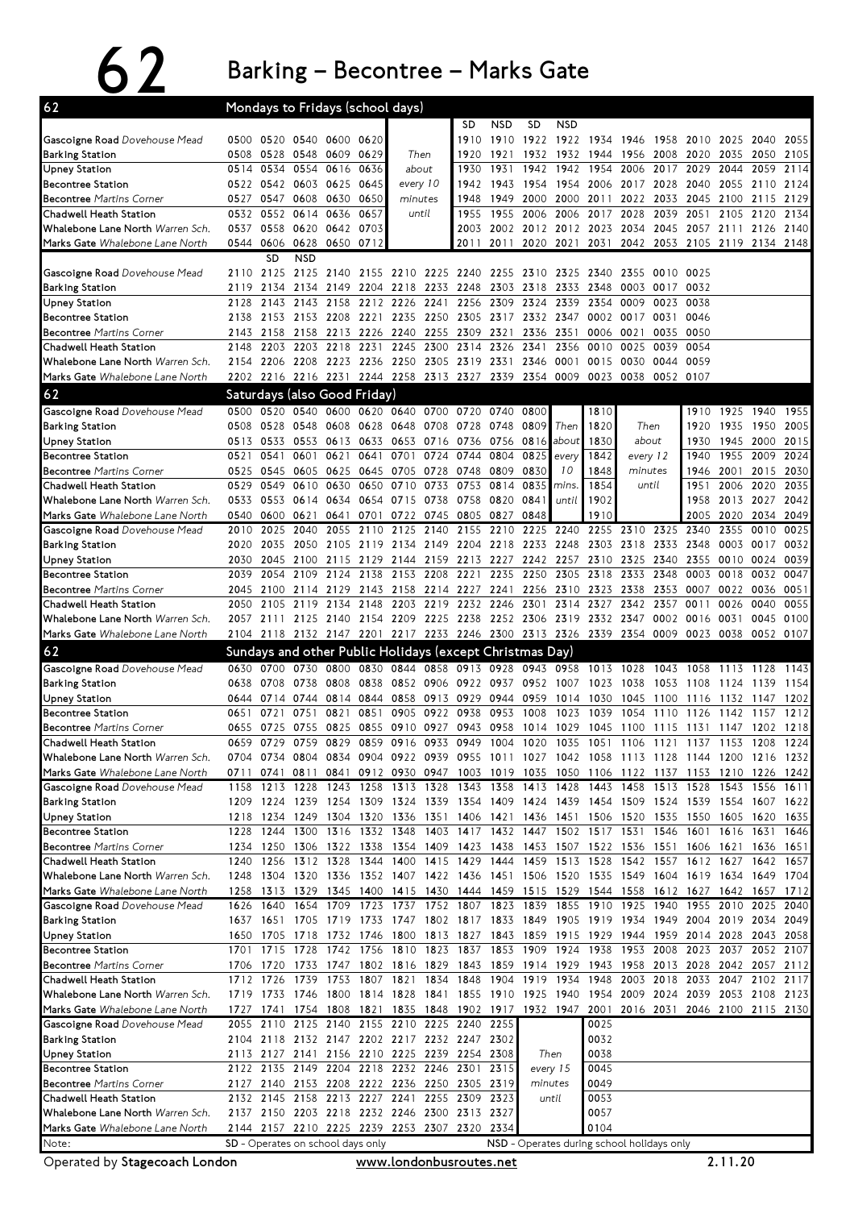# 62 Barking – Becontree – Marks Gate

## Mondays to Fridays (school days)

| | | | | | | | | SD | NSD | SD | NSD | | | | | | | |
|---|---|---|---|---|---|---|---|---|---|---|---|---|---|---|---|---|---|---|
| **Gascoigne Road** *Dovehouse Mead* | 0500 | 0520 | 0540 | 0600 | 0620 | | | 1910 | 1910 | 1922 | 1922 | 1934 | 1946 | 1958 | 2010 | 2025 | 2040 | 2055 |
| **Barking Station** | 0508 | 0528 | 0548 | 0609 | 0629 | Then | | 1920 | 1921 | 1932 | 1932 | 1944 | 1956 | 2008 | 2020 | 2035 | 2050 | 2105 |
| **Upney Station** | 0514 | 0534 | 0554 | 0616 | 0636 | about | | 1930 | 1931 | 1942 | 1942 | 1954 | 2006 | 2017 | 2029 | 2044 | 2059 | 2114 |
| **Becontree Station** | 0522 | 0542 | 0603 | 0625 | 0645 | every 10 | | 1942 | 1943 | 1954 | 1954 | 2006 | 2017 | 2028 | 2040 | 2055 | 2110 | 2124 |
| **Becontree** *Martins Corner* | 0527 | 0547 | 0608 | 0630 | 0650 | minutes | | 1948 | 1949 | 2000 | 2000 | 2011 | 2022 | 2033 | 2045 | 2100 | 2115 | 2129 |
| **Chadwell Heath Station** | 0532 | 0552 | 0614 | 0636 | 0657 | until | | 1955 | 1955 | 2006 | 2006 | 2017 | 2028 | 2039 | 2051 | 2105 | 2120 | 2134 |
| **Whalebone Lane North** *Warren Sch.* | 0537 | 0558 | 0620 | 0642 | 0703 | | | 2003 | 2002 | 2012 | 2012 | 2023 | 2034 | 2045 | 2057 | 2111 | 2126 | 2140 |
| **Marks Gate** *Whalebone Lane North* | 0544 | 0606 | 0628 | 0650 | 0712 | | | 2011 | 2011 | 2020 | 2021 | 2031 | 2042 | 2053 | 2105 | 2119 | 2134 | 2148 |

| | | SD | NSD | | | | | | | | | | | | |
|---|---|---|---|---|---|---|---|---|---|---|---|---|---|---|---|
| **Gascoigne Road** *Dovehouse Mead* | 2110 | 2125 | 2125 | 2140 | 2155 | 2210 | 2225 | 2240 | 2255 | 2310 | 2325 | 2340 | 2355 | 0010 | 0025 |
| **Barking Station** | 2119 | 2134 | 2134 | 2149 | 2204 | 2218 | 2233 | 2248 | 2303 | 2318 | 2333 | 2348 | 0003 | 0017 | 0032 |
| **Upney Station** | 2128 | 2143 | 2143 | 2158 | 2212 | 2226 | 2241 | 2256 | 2309 | 2324 | 2339 | 2354 | 0009 | 0023 | 0038 |
| **Becontree Station** | 2138 | 2153 | 2153 | 2208 | 2221 | 2235 | 2250 | 2305 | 2317 | 2332 | 2347 | 0002 | 0017 | 0031 | 0046 |
| **Becontree** *Martins Corner* | 2143 | 2158 | 2158 | 2213 | 2226 | 2240 | 2255 | 2309 | 2321 | 2336 | 2351 | 0006 | 0021 | 0035 | 0050 |
| **Chadwell Heath Station** | 2148 | 2203 | 2203 | 2218 | 2231 | 2245 | 2300 | 2314 | 2326 | 2341 | 2356 | 0010 | 0025 | 0039 | 0054 |
| **Whalebone Lane North** *Warren Sch.* | 2154 | 2206 | 2208 | 2223 | 2236 | 2250 | 2305 | 2319 | 2331 | 2346 | 0001 | 0015 | 0030 | 0044 | 0059 |
| **Marks Gate** *Whalebone Lane North* | 2202 | 2216 | 2216 | 2231 | 2244 | 2258 | 2313 | 2327 | 2339 | 2354 | 0009 | 0023 | 0038 | 0052 | 0107 |

## Saturdays (also Good Friday)

| | | | | | | | | | | | | | | | | | |
|---|---|---|---|---|---|---|---|---|---|---|---|---|---|---|---|---|---|
| **Gascoigne Road** *Dovehouse Mead* | 0500 | 0520 | 0540 | 0600 | 0620 | 0640 | 0700 | 0720 | 0740 | 0800 | | 1810 | | 1910 | 1925 | 1940 | 1955 |
| **Barking Station** | 0508 | 0528 | 0548 | 0608 | 0628 | 0648 | 0708 | 0728 | 0748 | 0809 | Then | 1820 | Then | 1920 | 1935 | 1950 | 2005 |
| **Upney Station** | 0513 | 0533 | 0553 | 0613 | 0633 | 0653 | 0716 | 0736 | 0756 | 0816 | about | 1830 | about | 1930 | 1945 | 2000 | 2015 |
| **Becontree Station** | 0521 | 0541 | 0601 | 0621 | 0641 | 0701 | 0724 | 0744 | 0804 | 0825 | every | 1842 | every 12 | 1940 | 1955 | 2009 | 2024 |
| **Becontree** *Martins Corner* | 0525 | 0545 | 0605 | 0625 | 0645 | 0705 | 0728 | 0748 | 0809 | 0830 | 10 | 1848 | minutes | 1946 | 2001 | 2015 | 2030 |
| **Chadwell Heath Station** | 0529 | 0549 | 0610 | 0630 | 0650 | 0710 | 0733 | 0753 | 0814 | 0835 | mins. | 1854 | until | 1951 | 2006 | 2020 | 2035 |
| **Whalebone Lane North** *Warren Sch.* | 0533 | 0553 | 0614 | 0634 | 0654 | 0715 | 0738 | 0758 | 0820 | 0841 | until | 1902 | | 1958 | 2013 | 2027 | 2042 |
| **Marks Gate** *Whalebone Lane North* | 0540 | 0600 | 0621 | 0641 | 0701 | 0722 | 0745 | 0805 | 0827 | 0848 | | 1910 | | 2005 | 2020 | 2034 | 2049 |

| | | | | | | | | | | | | | | | | | |
|---|---|---|---|---|---|---|---|---|---|---|---|---|---|---|---|---|---|
| **Gascoigne Road** *Dovehouse Mead* | 2010 | 2025 | 2040 | 2055 | 2110 | 2125 | 2140 | 2155 | 2210 | 2225 | 2240 | 2255 | 2310 | 2325 | 2340 | 2355 | 0010 | 0025 |
| **Barking Station** | 2020 | 2035 | 2050 | 2105 | 2119 | 2134 | 2149 | 2204 | 2218 | 2233 | 2248 | 2303 | 2318 | 2333 | 2348 | 0003 | 0017 | 0032 |
| **Upney Station** | 2030 | 2045 | 2100 | 2115 | 2129 | 2144 | 2159 | 2213 | 2227 | 2242 | 2257 | 2310 | 2325 | 2340 | 2355 | 0010 | 0024 | 0039 |
| **Becontree Station** | 2039 | 2054 | 2109 | 2124 | 2138 | 2153 | 2208 | 2221 | 2235 | 2250 | 2305 | 2318 | 2333 | 2348 | 0003 | 0018 | 0032 | 0047 |
| **Becontree** *Martins Corner* | 2045 | 2100 | 2114 | 2129 | 2143 | 2158 | 2214 | 2227 | 2241 | 2256 | 2310 | 2323 | 2338 | 2353 | 0007 | 0022 | 0036 | 0051 |
| **Chadwell Heath Station** | 2050 | 2105 | 2119 | 2134 | 2148 | 2203 | 2219 | 2232 | 2246 | 2301 | 2314 | 2327 | 2342 | 2357 | 0011 | 0026 | 0040 | 0055 |
| **Whalebone Lane North** *Warren Sch.* | 2057 | 2111 | 2125 | 2140 | 2154 | 2209 | 2225 | 2238 | 2252 | 2306 | 2319 | 2332 | 2347 | 0002 | 0016 | 0031 | 0045 | 0100 |
| **Marks Gate** *Whalebone Lane North* | 2104 | 2118 | 2132 | 2147 | 2201 | 2217 | 2233 | 2246 | 2300 | 2313 | 2326 | 2339 | 2354 | 0009 | 0023 | 0038 | 0052 | 0107 |

## Sundays and other Public Holidays (except Christmas Day)

| | | | | | | | | | | | | | | | | | | |
|---|---|---|---|---|---|---|---|---|---|---|---|---|---|---|---|---|---|---|
| **Gascoigne Road** *Dovehouse Mead* | 0630 | 0700 | 0730 | 0800 | 0830 | 0844 | 0858 | 0913 | 0928 | 0943 | 0958 | 1013 | 1028 | 1043 | 1058 | 1113 | 1128 | 1143 |
| **Barking Station** | 0638 | 0708 | 0738 | 0808 | 0838 | 0852 | 0906 | 0922 | 0937 | 0952 | 1007 | 1023 | 1038 | 1053 | 1108 | 1124 | 1139 | 1154 |
| **Upney Station** | 0644 | 0714 | 0744 | 0814 | 0844 | 0858 | 0913 | 0929 | 0944 | 0959 | 1014 | 1030 | 1045 | 1100 | 1116 | 1132 | 1147 | 1202 |
| **Becontree Station** | 0651 | 0721 | 0751 | 0821 | 0851 | 0905 | 0922 | 0938 | 0953 | 1008 | 1023 | 1039 | 1054 | 1110 | 1126 | 1142 | 1157 | 1212 |
| **Becontree** *Martins Corner* | 0655 | 0725 | 0755 | 0825 | 0855 | 0910 | 0927 | 0943 | 0958 | 1014 | 1029 | 1045 | 1100 | 1115 | 1131 | 1147 | 1202 | 1218 |
| **Chadwell Heath Station** | 0659 | 0729 | 0759 | 0829 | 0859 | 0916 | 0933 | 0949 | 1004 | 1020 | 1035 | 1051 | 1106 | 1121 | 1137 | 1153 | 1208 | 1224 |
| **Whalebone Lane North** *Warren Sch.* | 0704 | 0734 | 0804 | 0834 | 0904 | 0922 | 0939 | 0955 | 1011 | 1027 | 1042 | 1058 | 1113 | 1128 | 1144 | 1200 | 1216 | 1232 |
| **Marks Gate** *Whalebone Lane North* | 0711 | 0741 | 0811 | 0841 | 0912 | 0930 | 0947 | 1003 | 1019 | 1035 | 1050 | 1106 | 1122 | 1137 | 1153 | 1210 | 1226 | 1242 |

| | | | | | | | | | | | | | | | | | | |
|---|---|---|---|---|---|---|---|---|---|---|---|---|---|---|---|---|---|---|
| **Gascoigne Road** *Dovehouse Mead* | 1158 | 1213 | 1228 | 1243 | 1258 | 1313 | 1328 | 1343 | 1358 | 1413 | 1428 | 1443 | 1458 | 1513 | 1528 | 1543 | 1556 | 1611 |
| **Barking Station** | 1209 | 1224 | 1239 | 1254 | 1309 | 1324 | 1339 | 1354 | 1409 | 1424 | 1439 | 1454 | 1509 | 1524 | 1539 | 1554 | 1607 | 1622 |
| **Upney Station** | 1218 | 1234 | 1249 | 1304 | 1320 | 1336 | 1351 | 1406 | 1421 | 1436 | 1451 | 1506 | 1520 | 1535 | 1550 | 1605 | 1620 | 1635 |
| **Becontree Station** | 1228 | 1244 | 1300 | 1316 | 1332 | 1348 | 1403 | 1417 | 1432 | 1447 | 1502 | 1517 | 1531 | 1546 | 1601 | 1616 | 1631 | 1646 |
| **Becontree** *Martins Corner* | 1234 | 1250 | 1306 | 1322 | 1338 | 1354 | 1409 | 1423 | 1438 | 1453 | 1507 | 1522 | 1536 | 1551 | 1606 | 1621 | 1636 | 1651 |
| **Chadwell Heath Station** | 1240 | 1256 | 1312 | 1328 | 1344 | 1400 | 1415 | 1429 | 1444 | 1459 | 1513 | 1528 | 1542 | 1557 | 1612 | 1627 | 1642 | 1657 |
| **Whalebone Lane North** *Warren Sch.* | 1248 | 1304 | 1320 | 1336 | 1352 | 1407 | 1422 | 1436 | 1451 | 1506 | 1520 | 1535 | 1549 | 1604 | 1619 | 1634 | 1649 | 1704 |
| **Marks Gate** *Whalebone Lane North* | 1258 | 1313 | 1329 | 1345 | 1400 | 1415 | 1430 | 1444 | 1459 | 1515 | 1529 | 1544 | 1558 | 1612 | 1627 | 1642 | 1657 | 1712 |

| | | | | | | | | | | | | | | | | | | |
|---|---|---|---|---|---|---|---|---|---|---|---|---|---|---|---|---|---|---|
| **Gascoigne Road** *Dovehouse Mead* | 1626 | 1640 | 1654 | 1709 | 1723 | 1737 | 1752 | 1807 | 1823 | 1839 | 1855 | 1910 | 1925 | 1940 | 1955 | 2010 | 2025 | 2040 |
| **Barking Station** | 1637 | 1651 | 1705 | 1719 | 1733 | 1747 | 1802 | 1817 | 1833 | 1849 | 1905 | 1919 | 1934 | 1949 | 2004 | 2019 | 2034 | 2049 |
| **Upney Station** | 1650 | 1705 | 1718 | 1732 | 1746 | 1800 | 1813 | 1827 | 1843 | 1859 | 1915 | 1929 | 1944 | 1959 | 2014 | 2028 | 2043 | 2058 |
| **Becontree Station** | 1701 | 1715 | 1728 | 1742 | 1756 | 1810 | 1823 | 1837 | 1853 | 1909 | 1924 | 1938 | 1953 | 2008 | 2023 | 2037 | 2052 | 2107 |
| **Becontree** *Martins Corner* | 1706 | 1720 | 1733 | 1747 | 1802 | 1816 | 1829 | 1843 | 1859 | 1914 | 1929 | 1943 | 1958 | 2013 | 2028 | 2042 | 2057 | 2112 |
| **Chadwell Heath Station** | 1712 | 1726 | 1739 | 1753 | 1807 | 1821 | 1834 | 1848 | 1904 | 1919 | 1934 | 1948 | 2003 | 2018 | 2033 | 2047 | 2102 | 2117 |
| **Whalebone Lane North** *Warren Sch.* | 1719 | 1733 | 1746 | 1800 | 1814 | 1828 | 1841 | 1855 | 1910 | 1925 | 1940 | 1954 | 2009 | 2024 | 2039 | 2053 | 2108 | 2123 |
| **Marks Gate** *Whalebone Lane North* | 1727 | 1741 | 1754 | 1808 | 1821 | 1835 | 1848 | 1902 | 1917 | 1932 | 1947 | 2001 | 2016 | 2031 | 2046 | 2100 | 2115 | 2130 |

| | | | | | | | | | | |
|---|---|---|---|---|---|---|---|---|---|---|
| **Gascoigne Road** *Dovehouse Mead* | 2055 | 2110 | 2125 | 2140 | 2155 | 2210 | 2225 | 2240 | 2255 | | 0025 |
| **Barking Station** | 2104 | 2118 | 2132 | 2147 | 2202 | 2217 | 2232 | 2247 | 2302 | | 0032 |
| **Upney Station** | 2113 | 2127 | 2141 | 2156 | 2210 | 2225 | 2239 | 2254 | 2308 | Then | 0038 |
| **Becontree Station** | 2122 | 2135 | 2149 | 2204 | 2218 | 2232 | 2246 | 2301 | 2315 | every 15 | 0045 |
| **Becontree** *Martins Corner* | 2127 | 2140 | 2153 | 2208 | 2222 | 2236 | 2250 | 2305 | 2319 | minutes | 0049 |
| **Chadwell Heath Station** | 2132 | 2145 | 2158 | 2213 | 2227 | 2241 | 2255 | 2309 | 2323 | until | 0053 |
| **Whalebone Lane North** *Warren Sch.* | 2137 | 2150 | 2203 | 2218 | 2232 | 2246 | 2300 | 2313 | 2327 | | 0057 |
| **Marks Gate** *Whalebone Lane North* | 2144 | 2157 | 2210 | 2225 | 2239 | 2253 | 2307 | 2320 | 2334 | | 0104 |

Note: SD - Operates on school days only. NSD - Operates during school holidays only

Operated by **Stagecoach London** — www.londonbusroutes.net — 2.11.20